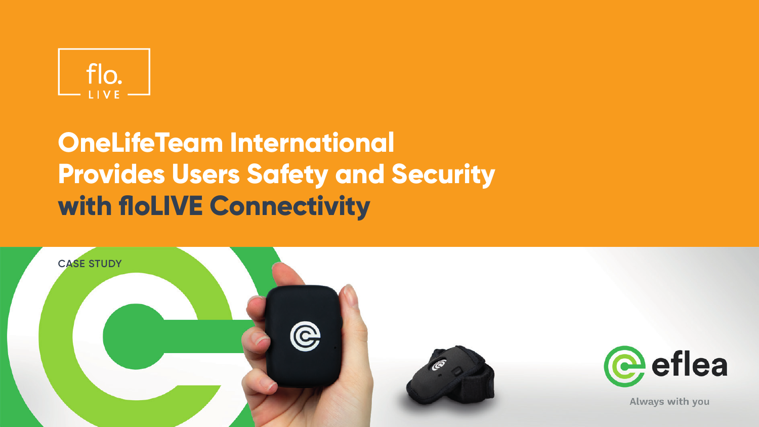flo. LIVE

# OneLifeTeam International Provides Users Safety and Security with floLIVE Connectivity

CASE STUDY

eflea

Always with you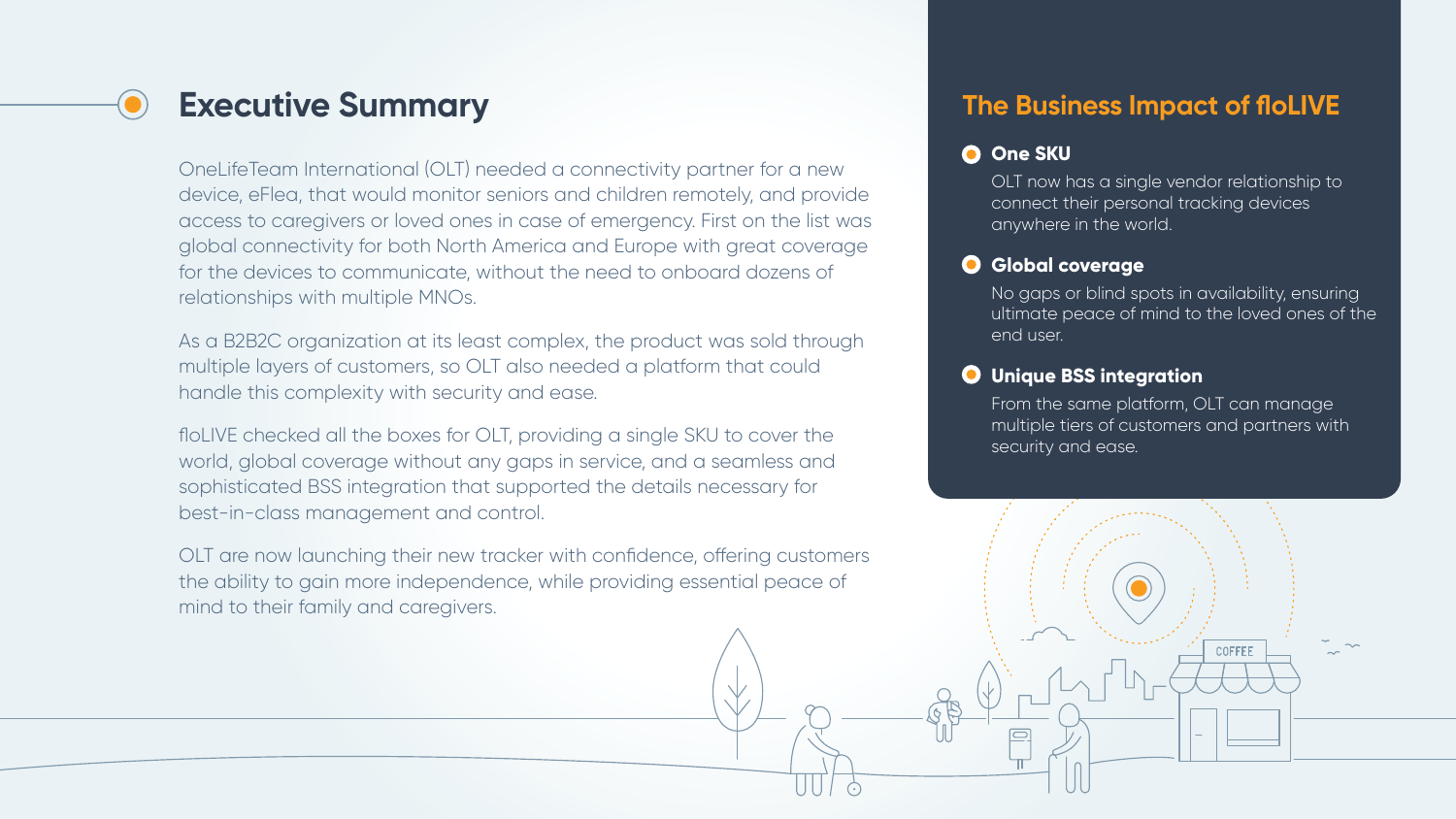## Executive Summary

OneLifeTeam International (OLT) needed a connectivity partner for a new device, eFlea, that would monitor seniors and children remotely, and provide access to caregivers or loved ones in case of emergency. First on the list was global connectivity for both North America and Europe with great coverage for the devices to communicate, without the need to onboard dozens of relationships with multiple MNOs.

As a B2B2C organization at its least complex, the product was sold through multiple layers of customers, so OLT also needed a platform that could handle this complexity with security and ease.

floLIVE checked all the boxes for OLT, providing a single SKU to cover the world, global coverage without any gaps in service, and a seamless and sophisticated BSS integration that supported the details necessary for best-in-class management and control.

OLT are now launching their new tracker with confidence, offering customers the ability to gain more independence, while providing essential peace of mind to their family and caregivers.

## The Business Impact of floLIVE

**One SKU**

OLT now has a single vendor relationship to connect their personal tracking devices anywhere in the world.

**Global coverage**

No gaps or blind spots in availability, ensuring ultimate peace of mind to the loved ones of the end user.

**Unique BSS integration**

From the same platform, OLT can manage multiple tiers of customers and partners with security and ease.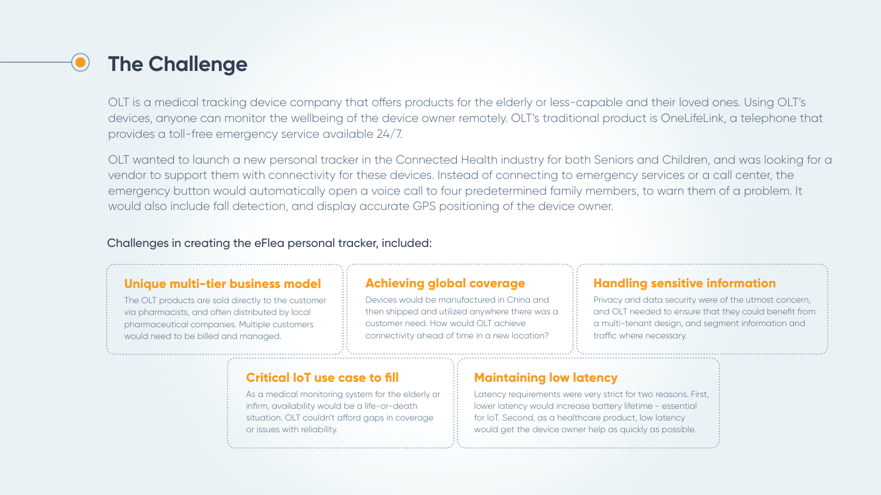# The Challenge

OLT is a medical tracking device company that offers products for the elderly or less-capable and their loved ones. Using OLT's devices, anyone can monitor the wellbeing of the device owner remotely. OLT's traditional product is OneLifeLink, a telephone that provides a toll-free emergency service available 24/7.

OLT wanted to launch a new personal tracker in the Connected Health industry for both Seniors and Children, and was looking for a vendor to support them with connectivity for these devices. Instead of connecting to emergency services or a call center, the emergency button would automatically open a voice call to four predetermined family members, to warn them of a problem. It would also include fall detection, and display accurate GPS positioning of the device owner.

Challenges in creating the eFlea personal tracker, included:

### Unique multi-tier business model

The OLT products are sold directly to the customer via pharmacists, and often distributed by local pharmaceutical companies. Multiple customers would need to be billed and managed.

### Achieving global coverage

Devices would be manufactured in China and then shipped and utilized anywhere there was a customer need. How would OLT achieve connectivity ahead of time in a new location?

### Handling sensitive information

Privacy and data security were of the utmost concern, and OLT needed to ensure that they could benefit from a multi-tenant design, and segment information and traffic where necessary.

### Critical IoT use case to fill

As a medical monitoring system for the elderly or infirm, availability would be a life-or-death situation. OLT couldn't afford gaps in coverage or issues with reliability.

### Maintaining low latency

Latency requirements were very strict for two reasons. First, lower latency would increase battery lifetime - essential for IoT. Second, as a healthcare product, low latency would get the device owner help as quickly as possible.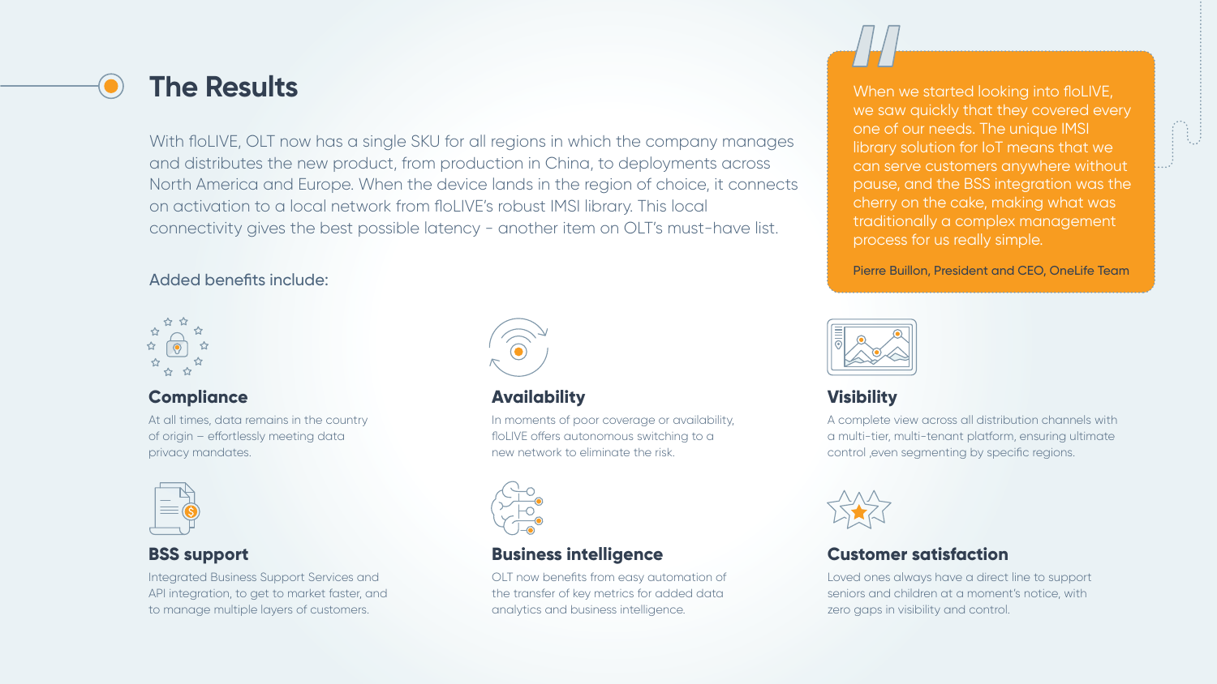## The Results

With floLIVE, OLT now has a single SKU for all regions in which the company manages and distributes the new product, from production in China, to deployments across North America and Europe. When the device lands in the region of choice, it connects on activation to a local network from floLIVE's robust IMSI library. This local connectivity gives the best possible latency - another item on OLT's must-have list.

> When we started looking into floLIVE, we saw quickly that they covered every one of our needs. The unique IMSI library solution for IoT means that we can serve customers anywhere without pause, and the BSS integration was the cherry on the cake, making what was traditionally a complex management process for us really simple.
>
> Pierre Buillon, President and CEO, OneLife Team

Added benefits include:

### Compliance

At all times, data remains in the country of origin – effortlessly meeting data privacy mandates.

### Availability

In moments of poor coverage or availability, floLIVE offers autonomous switching to a new network to eliminate the risk.

### Visibility

A complete view across all distribution channels with a multi-tier, multi-tenant platform, ensuring ultimate control ,even segmenting by specific regions.

### BSS support

Integrated Business Support Services and API integration, to get to market faster, and to manage multiple layers of customers.

### Business intelligence

OLT now benefits from easy automation of the transfer of key metrics for added data analytics and business intelligence.

### Customer satisfaction

Loved ones always have a direct line to support seniors and children at a moment's notice, with zero gaps in visibility and control.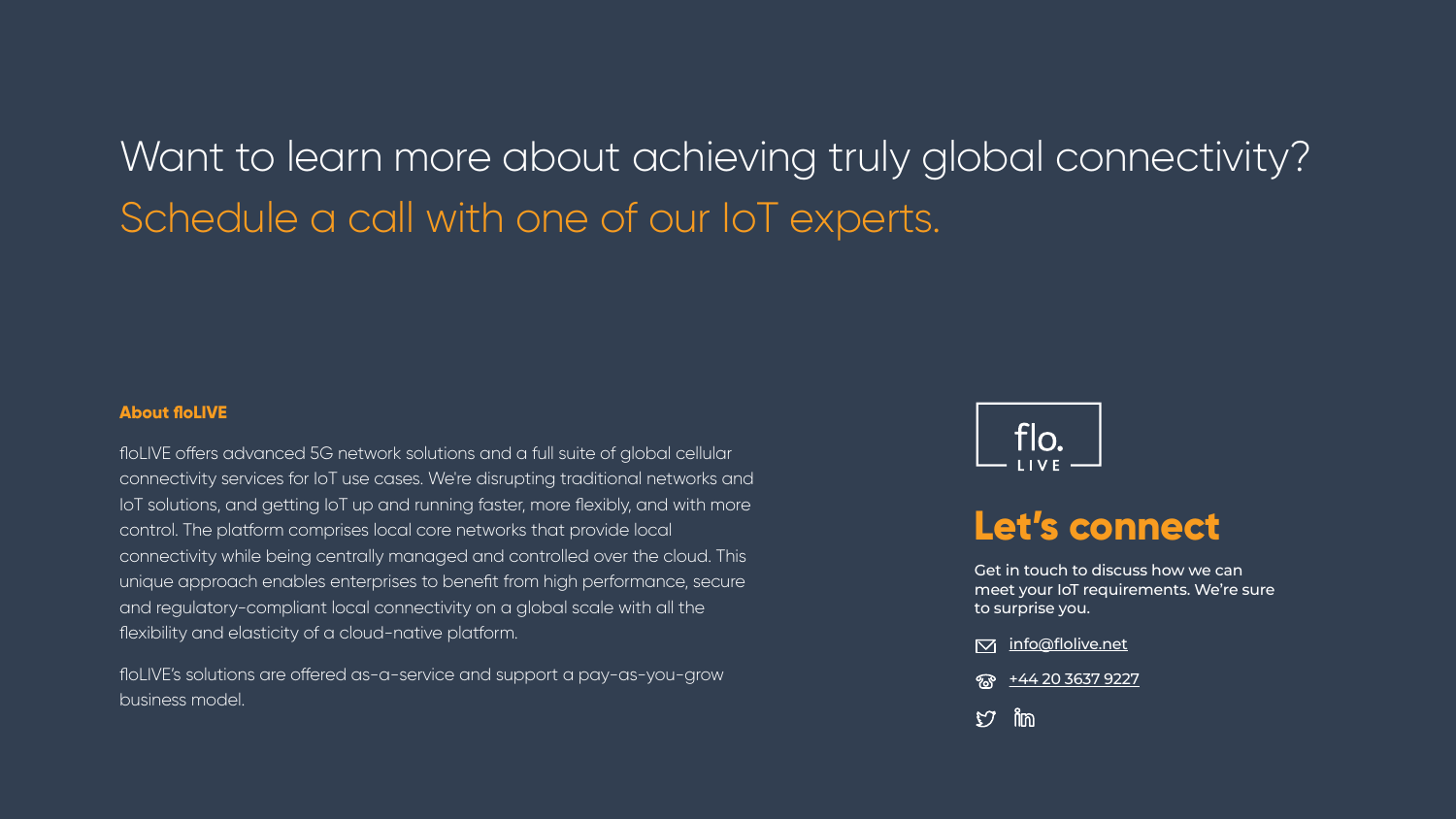# Want to learn more about achieving truly global connectivity?

## Schedule a call with one of our IoT experts.

**About floLIVE**

floLIVE offers advanced 5G network solutions and a full suite of global cellular connectivity services for IoT use cases. We're disrupting traditional networks and IoT solutions, and getting IoT up and running faster, more flexibly, and with more control. The platform comprises local core networks that provide local connectivity while being centrally managed and controlled over the cloud. This unique approach enables enterprises to benefit from high performance, secure and regulatory-compliant local connectivity on a global scale with all the flexibility and elasticity of a cloud-native platform.

floLIVE's solutions are offered as-a-service and support a pay-as-you-grow business model.

flo. LIVE

## Let's connect

Get in touch to discuss how we can meet your IoT requirements. We're sure to surprise you.

info@flolive.net

+44 20 3637 9227